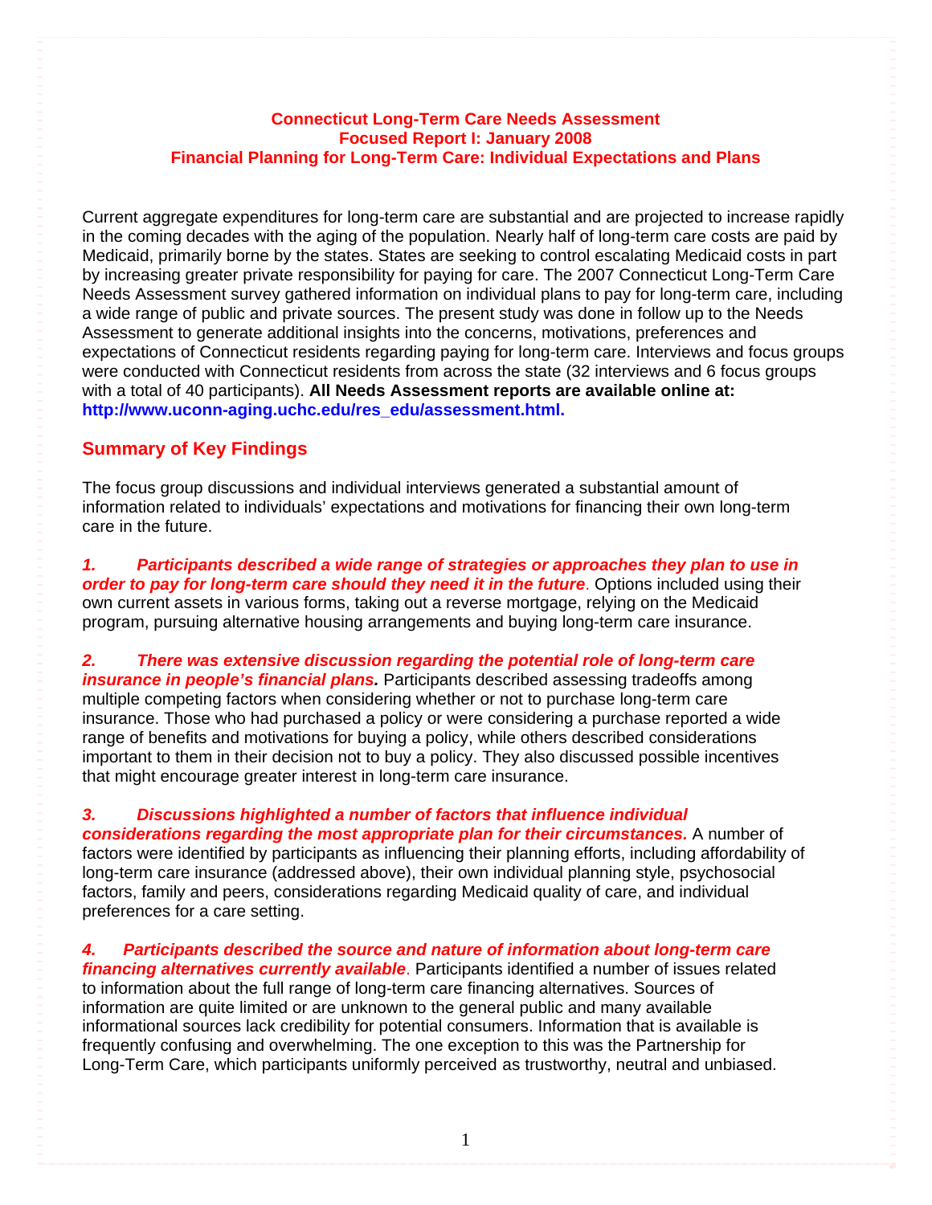# Connecticut Long-Term Care Needs Assessment
## Focused Report I: January 2008
## Financial Planning for Long-Term Care: Individual Expectations and Plans

Current aggregate expenditures for long-term care are substantial and are projected to increase rapidly in the coming decades with the aging of the population. Nearly half of long-term care costs are paid by Medicaid, primarily borne by the states. States are seeking to control escalating Medicaid costs in part by increasing greater private responsibility for paying for care. The 2007 Connecticut Long-Term Care Needs Assessment survey gathered information on individual plans to pay for long-term care, including a wide range of public and private sources. The present study was done in follow up to the Needs Assessment to generate additional insights into the concerns, motivations, preferences and expectations of Connecticut residents regarding paying for long-term care. Interviews and focus groups were conducted with Connecticut residents from across the state (32 interviews and 6 focus groups with a total of 40 participants). **All Needs Assessment reports are available online at: http://www.uconn-aging.uchc.edu/res_edu/assessment.html.**

## Summary of Key Findings

The focus group discussions and individual interviews generated a substantial amount of information related to individuals' expectations and motivations for financing their own long-term care in the future.

***1. Participants described a wide range of strategies or approaches they plan to use in order to pay for long-term care should they need it in the future***. Options included using their own current assets in various forms, taking out a reverse mortgage, relying on the Medicaid program, pursuing alternative housing arrangements and buying long-term care insurance.

***2. There was extensive discussion regarding the potential role of long-term care insurance in people's financial plans.*** Participants described assessing tradeoffs among multiple competing factors when considering whether or not to purchase long-term care insurance. Those who had purchased a policy or were considering a purchase reported a wide range of benefits and motivations for buying a policy, while others described considerations important to them in their decision not to buy a policy. They also discussed possible incentives that might encourage greater interest in long-term care insurance.

***3. Discussions highlighted a number of factors that influence individual considerations regarding the most appropriate plan for their circumstances.*** A number of factors were identified by participants as influencing their planning efforts, including affordability of long-term care insurance (addressed above), their own individual planning style, psychosocial factors, family and peers, considerations regarding Medicaid quality of care, and individual preferences for a care setting.

***4. Participants described the source and nature of information about long-term care financing alternatives currently available***. Participants identified a number of issues related to information about the full range of long-term care financing alternatives. Sources of information are quite limited or are unknown to the general public and many available informational sources lack credibility for potential consumers. Information that is available is frequently confusing and overwhelming. The one exception to this was the Partnership for Long-Term Care, which participants uniformly perceived as trustworthy, neutral and unbiased.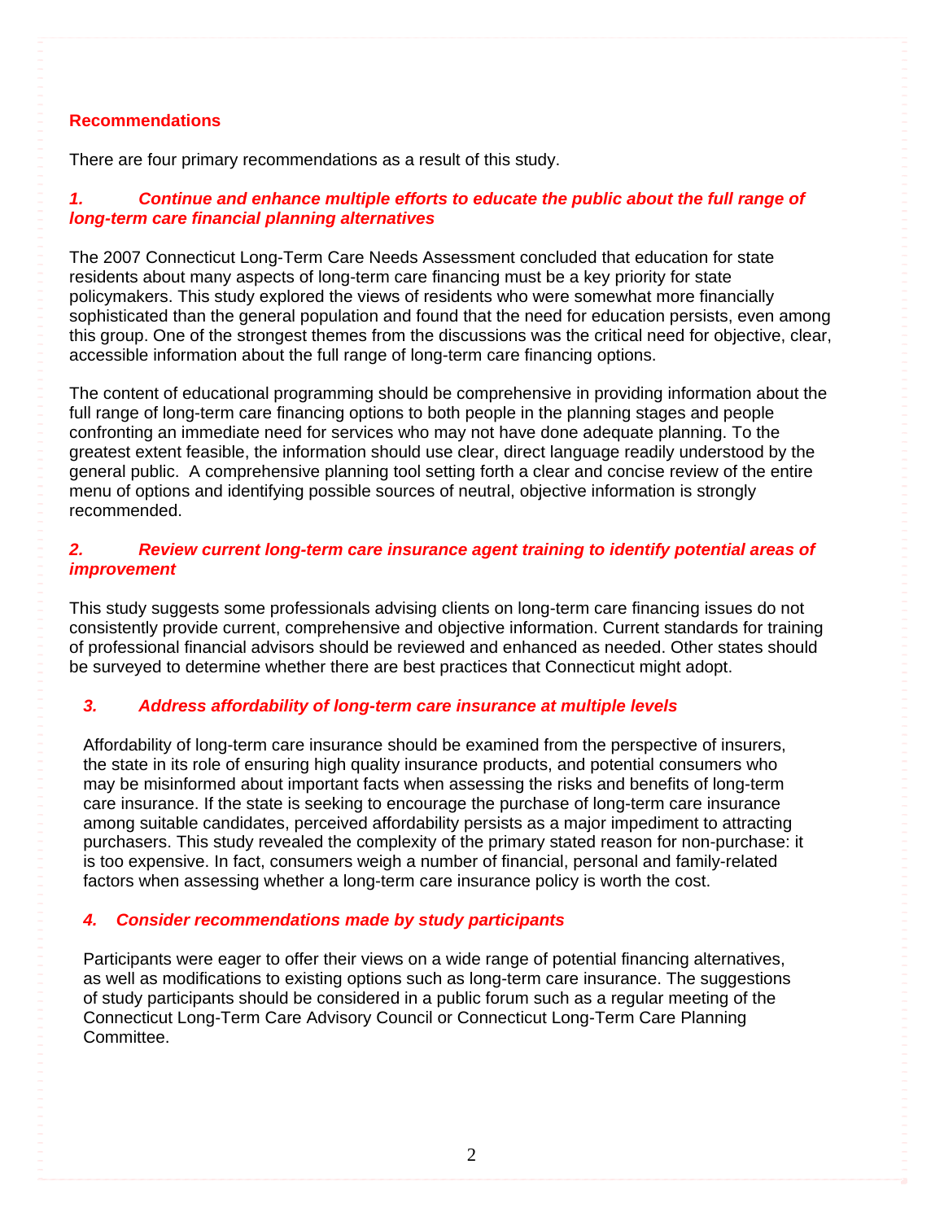## Recommendations

There are four primary recommendations as a result of this study.

### *1. Continue and enhance multiple efforts to educate the public about the full range of long-term care financial planning alternatives*

The 2007 Connecticut Long-Term Care Needs Assessment concluded that education for state residents about many aspects of long-term care financing must be a key priority for state policymakers. This study explored the views of residents who were somewhat more financially sophisticated than the general population and found that the need for education persists, even among this group. One of the strongest themes from the discussions was the critical need for objective, clear, accessible information about the full range of long-term care financing options.

The content of educational programming should be comprehensive in providing information about the full range of long-term care financing options to both people in the planning stages and people confronting an immediate need for services who may not have done adequate planning. To the greatest extent feasible, the information should use clear, direct language readily understood by the general public. A comprehensive planning tool setting forth a clear and concise review of the entire menu of options and identifying possible sources of neutral, objective information is strongly recommended.

### *2. Review current long-term care insurance agent training to identify potential areas of improvement*

This study suggests some professionals advising clients on long-term care financing issues do not consistently provide current, comprehensive and objective information. Current standards for training of professional financial advisors should be reviewed and enhanced as needed. Other states should be surveyed to determine whether there are best practices that Connecticut might adopt.

### *3. Address affordability of long-term care insurance at multiple levels*

Affordability of long-term care insurance should be examined from the perspective of insurers, the state in its role of ensuring high quality insurance products, and potential consumers who may be misinformed about important facts when assessing the risks and benefits of long-term care insurance. If the state is seeking to encourage the purchase of long-term care insurance among suitable candidates, perceived affordability persists as a major impediment to attracting purchasers. This study revealed the complexity of the primary stated reason for non-purchase: it is too expensive. In fact, consumers weigh a number of financial, personal and family-related factors when assessing whether a long-term care insurance policy is worth the cost.

### *4. Consider recommendations made by study participants*

Participants were eager to offer their views on a wide range of potential financing alternatives, as well as modifications to existing options such as long-term care insurance. The suggestions of study participants should be considered in a public forum such as a regular meeting of the Connecticut Long-Term Care Advisory Council or Connecticut Long-Term Care Planning Committee.